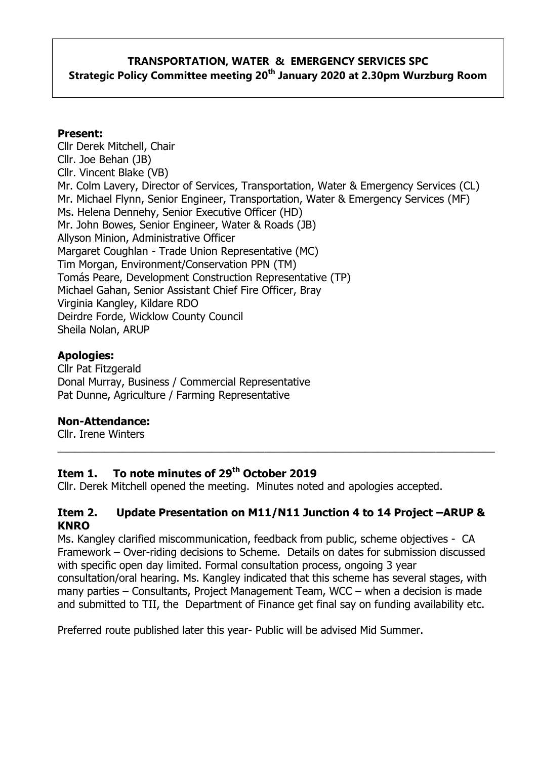# TRANSPORTATION, WATER & EMERGENCY SERVICES SPC

**Strategic Policy Committee meeting 20th January 2020 at 2.30pm Wurzburg Room**

**Present:**

Cllr Derek Mitchell, Chair
Cllr. Joe Behan (JB)
Cllr. Vincent Blake (VB)
Mr. Colm Lavery, Director of Services, Transportation, Water & Emergency Services (CL)
Mr. Michael Flynn, Senior Engineer, Transportation, Water & Emergency Services (MF)
Ms. Helena Dennehy, Senior Executive Officer (HD)
Mr. John Bowes, Senior Engineer, Water & Roads (JB)
Allyson Minion, Administrative Officer
Margaret Coughlan - Trade Union Representative (MC)
Tim Morgan, Environment/Conservation PPN (TM)
Tomás Peare, Development Construction Representative (TP)
Michael Gahan, Senior Assistant Chief Fire Officer, Bray
Virginia Kangley, Kildare RDO
Deirdre Forde, Wicklow County Council
Sheila Nolan, ARUP

**Apologies:**

Cllr Pat Fitzgerald
Donal Murray, Business / Commercial Representative
Pat Dunne, Agriculture / Farming Representative

**Non-Attendance:**

Cllr. Irene Winters

---

## Item 1. To note minutes of 29th October 2019

Cllr. Derek Mitchell opened the meeting. Minutes noted and apologies accepted.

## Item 2. Update Presentation on M11/N11 Junction 4 to 14 Project –ARUP & KNRO

Ms. Kangley clarified miscommunication, feedback from public, scheme objectives - CA Framework – Over-riding decisions to Scheme. Details on dates for submission discussed with specific open day limited. Formal consultation process, ongoing 3 year consultation/oral hearing. Ms. Kangley indicated that this scheme has several stages, with many parties – Consultants, Project Management Team, WCC – when a decision is made and submitted to TII, the Department of Finance get final say on funding availability etc.

Preferred route published later this year- Public will be advised Mid Summer.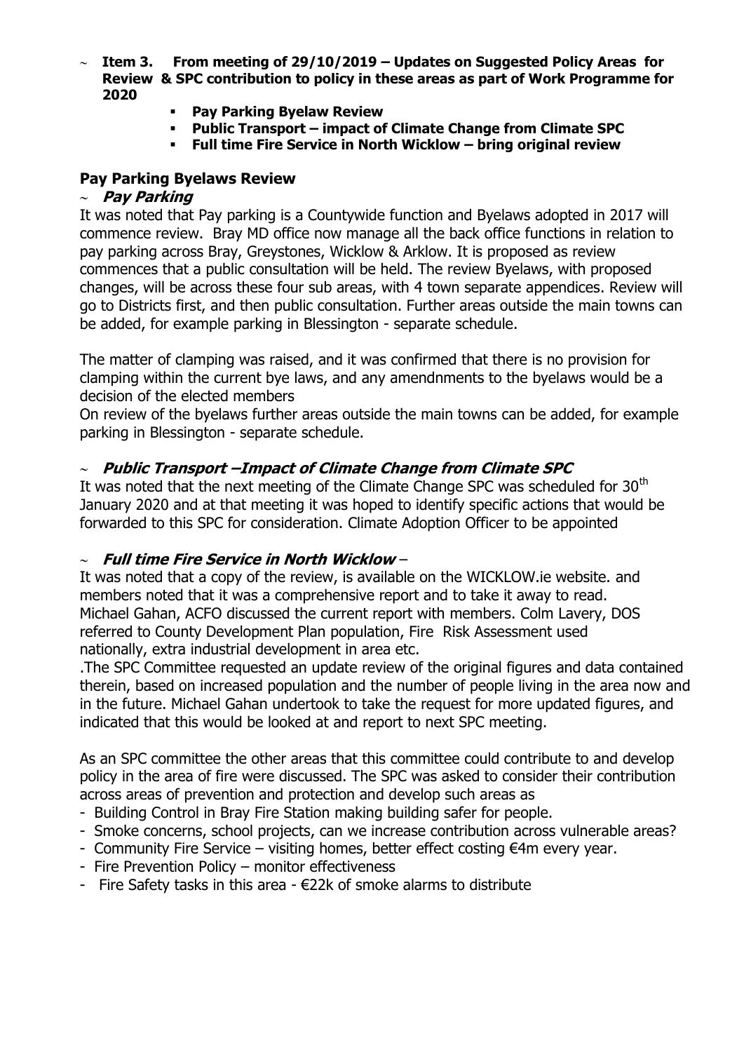- **Item 3. From meeting of 29/10/2019 – Updates on Suggested Policy Areas for Review & SPC contribution to policy in these areas as part of Work Programme for 2020**
  - **Pay Parking Byelaw Review**
  - **Public Transport – impact of Climate Change from Climate SPC**
  - **Full time Fire Service in North Wicklow – bring original review**

## Pay Parking Byelaws Review

- ***Pay Parking***

It was noted that Pay parking is a Countywide function and Byelaws adopted in 2017 will commence review. Bray MD office now manage all the back office functions in relation to pay parking across Bray, Greystones, Wicklow & Arklow. It is proposed as review commences that a public consultation will be held. The review Byelaws, with proposed changes, will be across these four sub areas, with 4 town separate appendices. Review will go to Districts first, and then public consultation. Further areas outside the main towns can be added, for example parking in Blessington - separate schedule.

The matter of clamping was raised, and it was confirmed that there is no provision for clamping within the current bye laws, and any amendnments to the byelaws would be a decision of the elected members

On review of the byelaws further areas outside the main towns can be added, for example parking in Blessington - separate schedule.

- ***Public Transport –Impact of Climate Change from Climate SPC***

It was noted that the next meeting of the Climate Change SPC was scheduled for 30th January 2020 and at that meeting it was hoped to identify specific actions that would be forwarded to this SPC for consideration. Climate Adoption Officer to be appointed

- ***Full time Fire Service in North Wicklow*** –

It was noted that a copy of the review, is available on the WICKLOW.ie website. and members noted that it was a comprehensive report and to take it away to read. Michael Gahan, ACFO discussed the current report with members. Colm Lavery, DOS referred to County Development Plan population, Fire Risk Assessment used nationally, extra industrial development in area etc.

.The SPC Committee requested an update review of the original figures and data contained therein, based on increased population and the number of people living in the area now and in the future. Michael Gahan undertook to take the request for more updated figures, and indicated that this would be looked at and report to next SPC meeting.

As an SPC committee the other areas that this committee could contribute to and develop policy in the area of fire were discussed. The SPC was asked to consider their contribution across areas of prevention and protection and develop such areas as

- Building Control in Bray Fire Station making building safer for people.
- Smoke concerns, school projects, can we increase contribution across vulnerable areas?
- Community Fire Service – visiting homes, better effect costing €4m every year.
- Fire Prevention Policy – monitor effectiveness
- Fire Safety tasks in this area - €22k of smoke alarms to distribute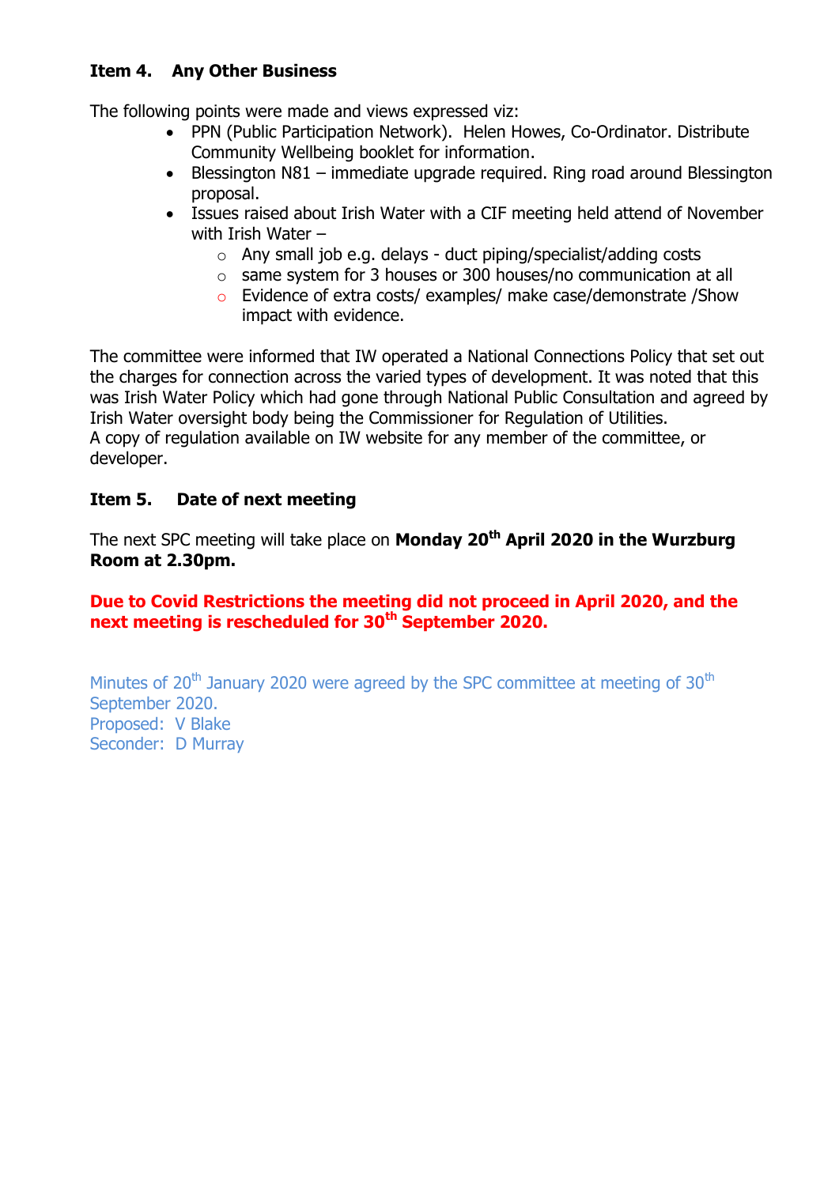### Item 4. Any Other Business

The following points were made and views expressed viz:

- PPN (Public Participation Network). Helen Howes, Co-Ordinator. Distribute Community Wellbeing booklet for information.
- Blessington N81 – immediate upgrade required. Ring road around Blessington proposal.
- Issues raised about Irish Water with a CIF meeting held attend of November with Irish Water –
  - Any small job e.g. delays - duct piping/specialist/adding costs
  - same system for 3 houses or 300 houses/no communication at all
  - Evidence of extra costs/ examples/ make case/demonstrate /Show impact with evidence.

The committee were informed that IW operated a National Connections Policy that set out the charges for connection across the varied types of development. It was noted that this was Irish Water Policy which had gone through National Public Consultation and agreed by Irish Water oversight body being the Commissioner for Regulation of Utilities.
A copy of regulation available on IW website for any member of the committee, or developer.

### Item 5. Date of next meeting

The next SPC meeting will take place on **Monday 20th April 2020 in the Wurzburg Room at 2.30pm.**

**Due to Covid Restrictions the meeting did not proceed in April 2020, and the next meeting is rescheduled for 30th September 2020.**

Minutes of 20th January 2020 were agreed by the SPC committee at meeting of 30th September 2020.
Proposed: V Blake
Seconder: D Murray